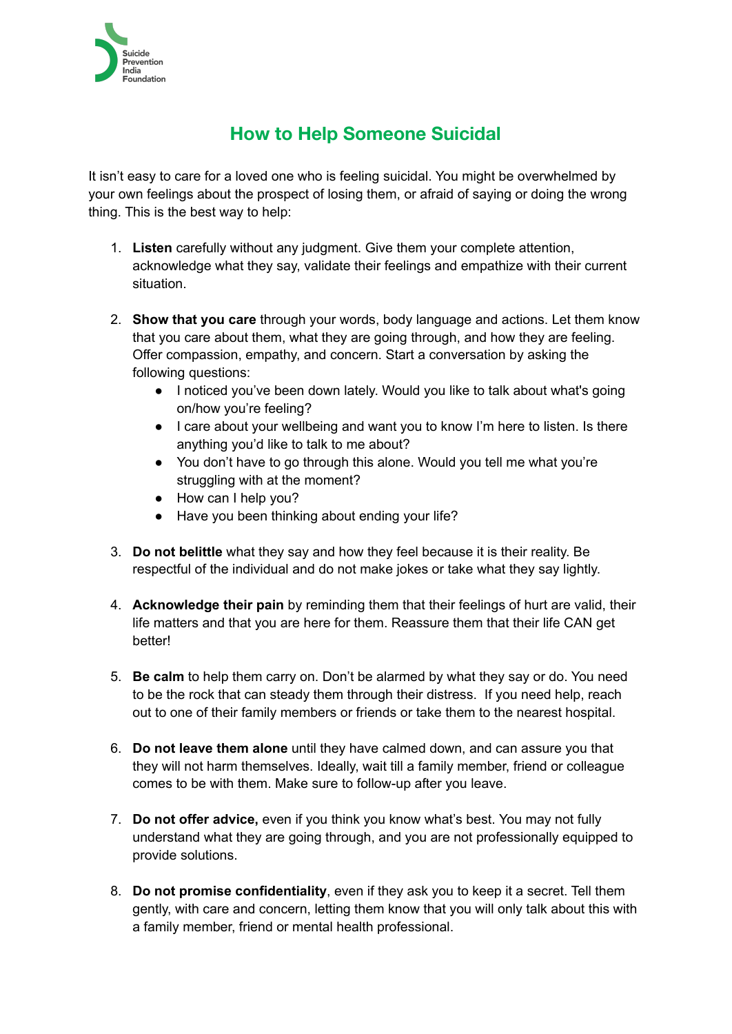Suicide Prevention India Foundation

# How to Help Someone Suicidal

It isn't easy to care for a loved one who is feeling suicidal. You might be overwhelmed by your own feelings about the prospect of losing them, or afraid of saying or doing the wrong thing. This is the best way to help:

1. **Listen** carefully without any judgment. Give them your complete attention, acknowledge what they say, validate their feelings and empathize with their current situation.

2. **Show that you care** through your words, body language and actions. Let them know that you care about them, what they are going through, and how they are feeling. Offer compassion, empathy, and concern. Start a conversation by asking the following questions:
   - I noticed you've been down lately. Would you like to talk about what's going on/how you're feeling?
   - I care about your wellbeing and want you to know I'm here to listen. Is there anything you'd like to talk to me about?
   - You don't have to go through this alone. Would you tell me what you're struggling with at the moment?
   - How can I help you?
   - Have you been thinking about ending your life?

3. **Do not belittle** what they say and how they feel because it is their reality. Be respectful of the individual and do not make jokes or take what they say lightly.

4. **Acknowledge their pain** by reminding them that their feelings of hurt are valid, their life matters and that you are here for them. Reassure them that their life CAN get better!

5. **Be calm** to help them carry on. Don't be alarmed by what they say or do. You need to be the rock that can steady them through their distress. If you need help, reach out to one of their family members or friends or take them to the nearest hospital.

6. **Do not leave them alone** until they have calmed down, and can assure you that they will not harm themselves. Ideally, wait till a family member, friend or colleague comes to be with them. Make sure to follow-up after you leave.

7. **Do not offer advice,** even if you think you know what's best. You may not fully understand what they are going through, and you are not professionally equipped to provide solutions.

8. **Do not promise confidentiality**, even if they ask you to keep it a secret. Tell them gently, with care and concern, letting them know that you will only talk about this with a family member, friend or mental health professional.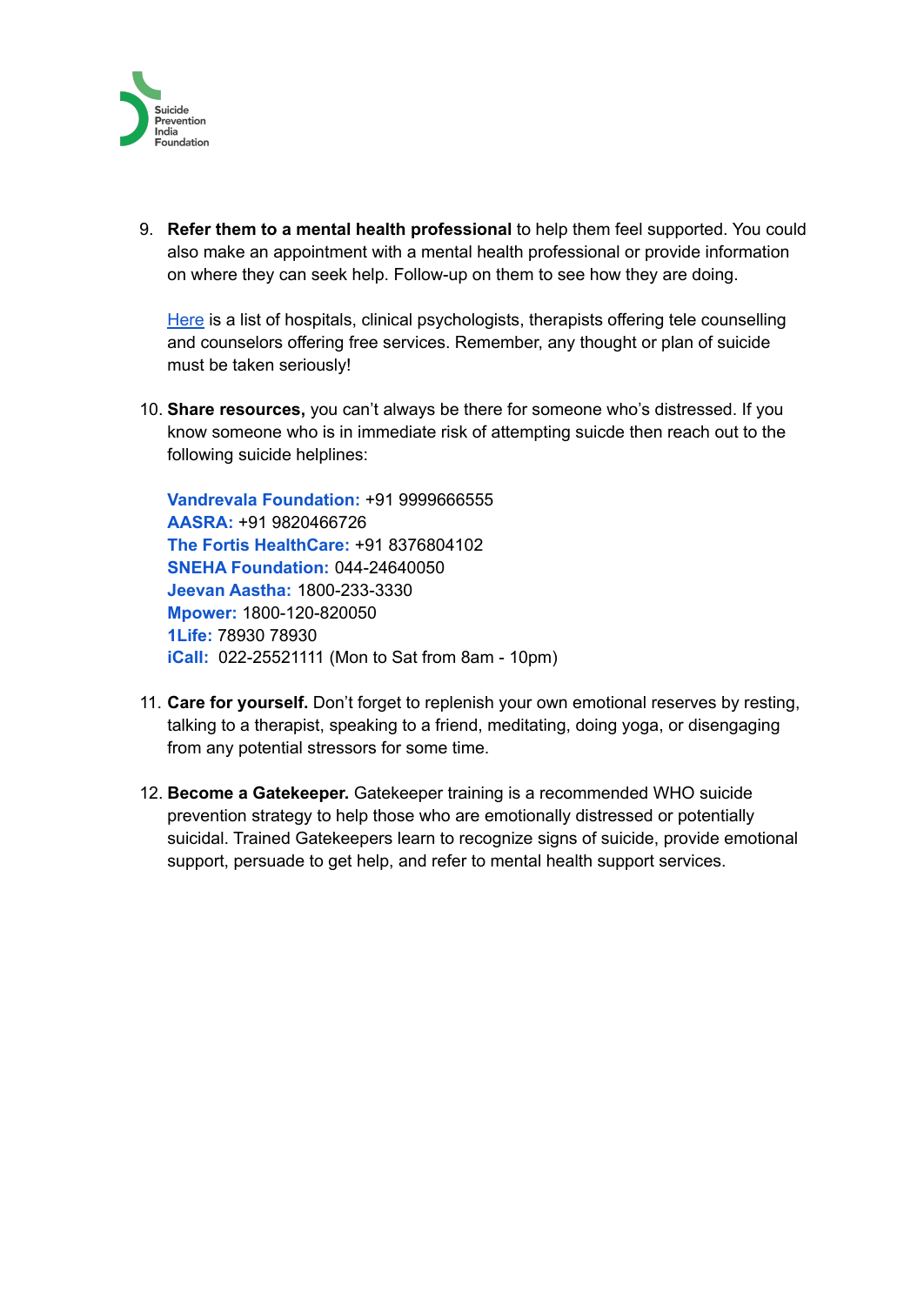9. **Refer them to a mental health professional** to help them feel supported. You could also make an appointment with a mental health professional or provide information on where they can seek help. Follow-up on them to see how they are doing.

   Here is a list of hospitals, clinical psychologists, therapists offering tele counselling and counselors offering free services. Remember, any thought or plan of suicide must be taken seriously!

10. **Share resources,** you can't always be there for someone who's distressed. If you know someone who is in immediate risk of attempting suicde then reach out to the following suicide helplines:

    **Vandrevala Foundation:** +91 9999666555
    **AASRA:** +91 9820466726
    **The Fortis HealthCare:** +91 8376804102
    **SNEHA Foundation:** 044-24640050
    **Jeevan Aastha:** 1800-233-3330
    **Mpower:** 1800-120-820050
    **1Life:** 78930 78930
    **iCall:** 022-25521111 (Mon to Sat from 8am - 10pm)

11. **Care for yourself.** Don't forget to replenish your own emotional reserves by resting, talking to a therapist, speaking to a friend, meditating, doing yoga, or disengaging from any potential stressors for some time.

12. **Become a Gatekeeper.** Gatekeeper training is a recommended WHO suicide prevention strategy to help those who are emotionally distressed or potentially suicidal. Trained Gatekeepers learn to recognize signs of suicide, provide emotional support, persuade to get help, and refer to mental health support services.